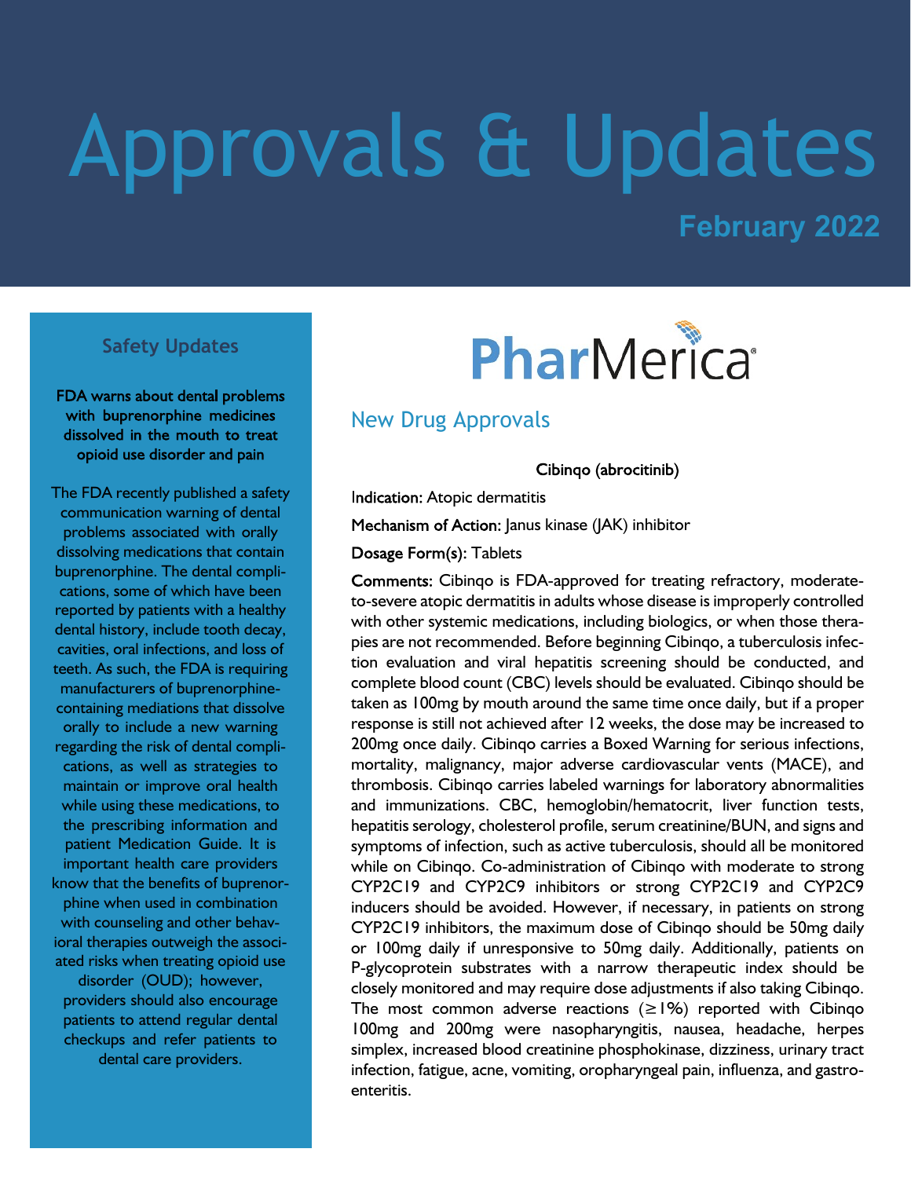# Approvals & Updates

**February 2022**

PharMerica

## Safety Updates

**FDA warns about dental problems with buprenorphine medicines dissolved in the mouth to treat opioid use disorder and pain**

The FDA recently published a safety communication warning of dental problems associated with orally dissolving medications that contain buprenorphine. The dental complications, some of which have been reported by patients with a healthy dental history, include tooth decay, cavities, oral infections, and loss of teeth. As such, the FDA is requiring manufacturers of buprenorphine-containing mediations that dissolve orally to include a new warning regarding the risk of dental complications, as well as strategies to maintain or improve oral health while using these medications, to the prescribing information and patient Medication Guide. It is important health care providers know that the benefits of buprenorphine when used in combination with counseling and other behavioral therapies outweigh the associated risks when treating opioid use disorder (OUD); however, providers should also encourage patients to attend regular dental checkups and refer patients to dental care providers.

## New Drug Approvals

**Cibinqo (abrocitinib)**

**Indication:** Atopic dermatitis

**Mechanism of Action:** Janus kinase (JAK) inhibitor

**Dosage Form(s):** Tablets

**Comments:** Cibinqo is FDA-approved for treating refractory, moderate-to-severe atopic dermatitis in adults whose disease is improperly controlled with other systemic medications, including biologics, or when those therapies are not recommended. Before beginning Cibinqo, a tuberculosis infection evaluation and viral hepatitis screening should be conducted, and complete blood count (CBC) levels should be evaluated. Cibinqo should be taken as 100mg by mouth around the same time once daily, but if a proper response is still not achieved after 12 weeks, the dose may be increased to 200mg once daily. Cibinqo carries a Boxed Warning for serious infections, mortality, malignancy, major adverse cardiovascular vents (MACE), and thrombosis. Cibinqo carries labeled warnings for laboratory abnormalities and immunizations. CBC, hemoglobin/hematocrit, liver function tests, hepatitis serology, cholesterol profile, serum creatinine/BUN, and signs and symptoms of infection, such as active tuberculosis, should all be monitored while on Cibinqo. Co-administration of Cibinqo with moderate to strong CYP2C19 and CYP2C9 inhibitors or strong CYP2C19 and CYP2C9 inducers should be avoided. However, if necessary, in patients on strong CYP2C19 inhibitors, the maximum dose of Cibinqo should be 50mg daily or 100mg daily if unresponsive to 50mg daily. Additionally, patients on P-glycoprotein substrates with a narrow therapeutic index should be closely monitored and may require dose adjustments if also taking Cibinqo. The most common adverse reactions ($\geq$1%) reported with Cibinqo 100mg and 200mg were nasopharyngitis, nausea, headache, herpes simplex, increased blood creatinine phosphokinase, dizziness, urinary tract infection, fatigue, acne, vomiting, oropharyngeal pain, influenza, and gastroenteritis.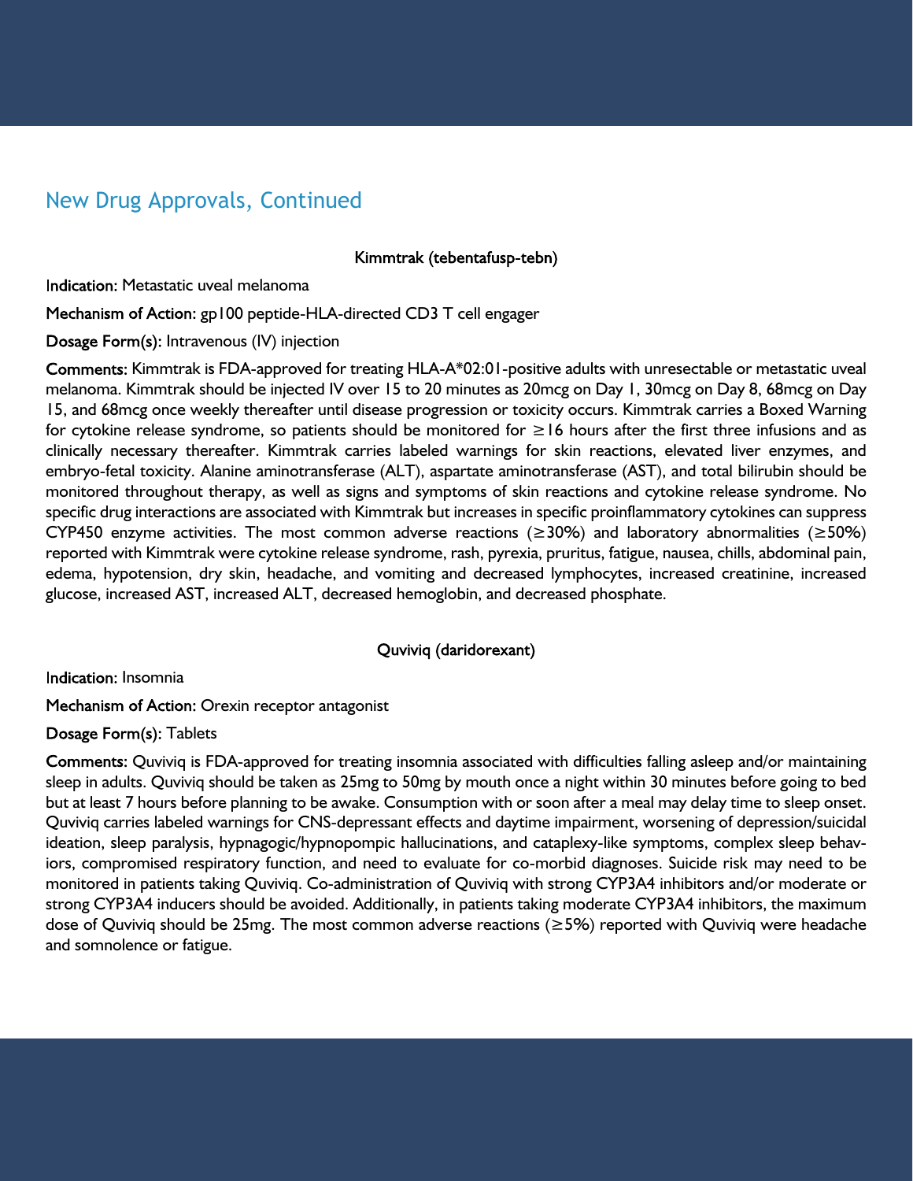## New Drug Approvals, Continued

### Kimmtrak (tebentafusp-tebn)

**Indication:** Metastatic uveal melanoma

**Mechanism of Action:** gp100 peptide-HLA-directed CD3 T cell engager

**Dosage Form(s):** Intravenous (IV) injection

**Comments:** Kimmtrak is FDA-approved for treating HLA-A*02:01-positive adults with unresectable or metastatic uveal melanoma. Kimmtrak should be injected IV over 15 to 20 minutes as 20mcg on Day 1, 30mcg on Day 8, 68mcg on Day 15, and 68mcg once weekly thereafter until disease progression or toxicity occurs. Kimmtrak carries a Boxed Warning for cytokine release syndrome, so patients should be monitored for ≥16 hours after the first three infusions and as clinically necessary thereafter. Kimmtrak carries labeled warnings for skin reactions, elevated liver enzymes, and embryo-fetal toxicity. Alanine aminotransferase (ALT), aspartate aminotransferase (AST), and total bilirubin should be monitored throughout therapy, as well as signs and symptoms of skin reactions and cytokine release syndrome. No specific drug interactions are associated with Kimmtrak but increases in specific proinflammatory cytokines can suppress CYP450 enzyme activities. The most common adverse reactions (≥30%) and laboratory abnormalities (≥50%) reported with Kimmtrak were cytokine release syndrome, rash, pyrexia, pruritus, fatigue, nausea, chills, abdominal pain, edema, hypotension, dry skin, headache, and vomiting and decreased lymphocytes, increased creatinine, increased glucose, increased AST, increased ALT, decreased hemoglobin, and decreased phosphate.

### Quviviq (daridorexant)

**Indication:** Insomnia

**Mechanism of Action:** Orexin receptor antagonist

**Dosage Form(s):** Tablets

**Comments:** Quviviq is FDA-approved for treating insomnia associated with difficulties falling asleep and/or maintaining sleep in adults. Quviviq should be taken as 25mg to 50mg by mouth once a night within 30 minutes before going to bed but at least 7 hours before planning to be awake. Consumption with or soon after a meal may delay time to sleep onset. Quviviq carries labeled warnings for CNS-depressant effects and daytime impairment, worsening of depression/suicidal ideation, sleep paralysis, hypnagogic/hypnopompic hallucinations, and cataplexy-like symptoms, complex sleep behaviors, compromised respiratory function, and need to evaluate for co-morbid diagnoses. Suicide risk may need to be monitored in patients taking Quviviq. Co-administration of Quviviq with strong CYP3A4 inhibitors and/or moderate or strong CYP3A4 inducers should be avoided. Additionally, in patients taking moderate CYP3A4 inhibitors, the maximum dose of Quviviq should be 25mg. The most common adverse reactions (≥5%) reported with Quviviq were headache and somnolence or fatigue.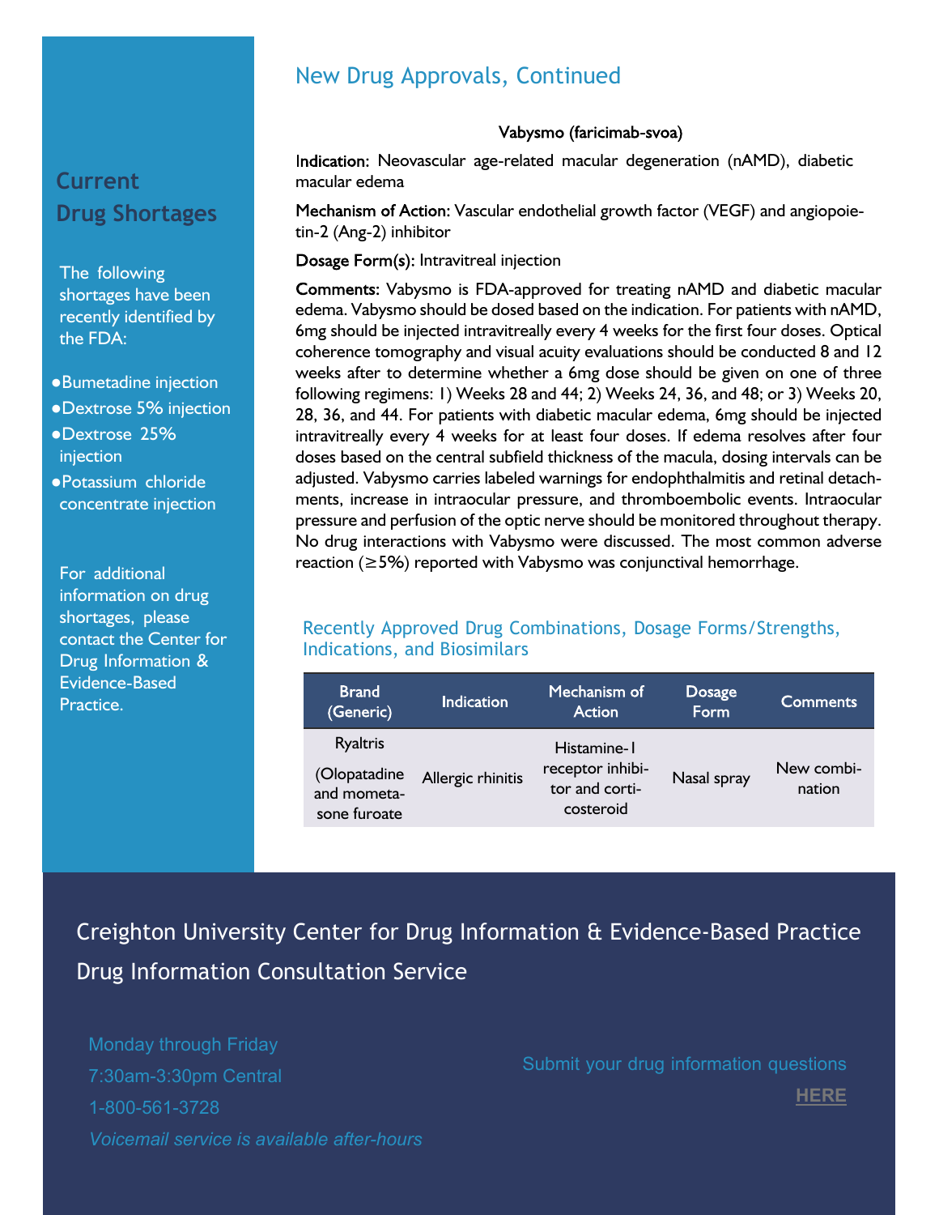## New Drug Approvals, Continued

**Vabysmo (faricimab-svoa)**

**Indication:** Neovascular age-related macular degeneration (nAMD), diabetic macular edema

**Mechanism of Action:** Vascular endothelial growth factor (VEGF) and angiopoietin-2 (Ang-2) inhibitor

**Dosage Form(s):** Intravitreal injection

**Comments:** Vabysmo is FDA-approved for treating nAMD and diabetic macular edema. Vabysmo should be dosed based on the indication. For patients with nAMD, 6mg should be injected intravitreally every 4 weeks for the first four doses. Optical coherence tomography and visual acuity evaluations should be conducted 8 and 12 weeks after to determine whether a 6mg dose should be given on one of three following regimens: 1) Weeks 28 and 44; 2) Weeks 24, 36, and 48; or 3) Weeks 20, 28, 36, and 44. For patients with diabetic macular edema, 6mg should be injected intravitreally every 4 weeks for at least four doses. If edema resolves after four doses based on the central subfield thickness of the macula, dosing intervals can be adjusted. Vabysmo carries labeled warnings for endophthalmitis and retinal detachments, increase in intraocular pressure, and thromboembolic events. Intraocular pressure and perfusion of the optic nerve should be monitored throughout therapy. No drug interactions with Vabysmo were discussed. The most common adverse reaction (≥5%) reported with Vabysmo was conjunctival hemorrhage.

## Recently Approved Drug Combinations, Dosage Forms/Strengths, Indications, and Biosimilars

| Brand (Generic) | Indication | Mechanism of Action | Dosage Form | Comments |
|---|---|---|---|---|
| Ryaltris (Olopatadine and mometasone furoate | Allergic rhinitis | Histamine-1 receptor inhibitor and corticosteroid | Nasal spray | New combination |

## Current Drug Shortages

The following shortages have been recently identified by the FDA:

- Bumetadine injection
- Dextrose 5% injection
- Dextrose 25% injection
- Potassium chloride concentrate injection

For additional information on drug shortages, please contact the Center for Drug Information & Evidence-Based Practice.

## Creighton University Center for Drug Information & Evidence-Based Practice

## Drug Information Consultation Service

Monday through Friday

7:30am-3:30pm Central

1-800-561-3728

*Voicemail service is available after-hours*

Submit your drug information questions

**HERE**